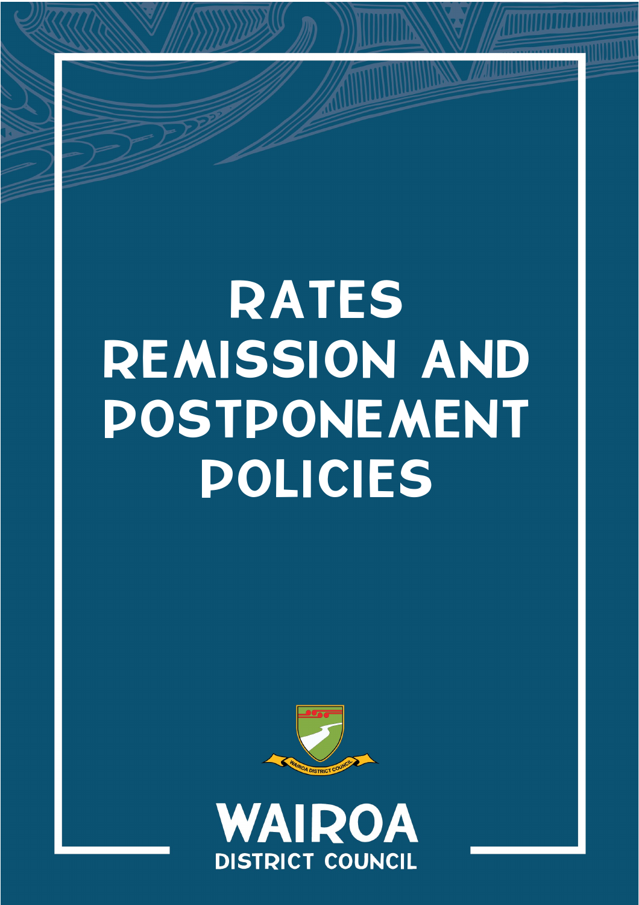# RATES REMISSION AND POSTPONEMENT POLICIES

WAIROA DISTRICT COUNCIL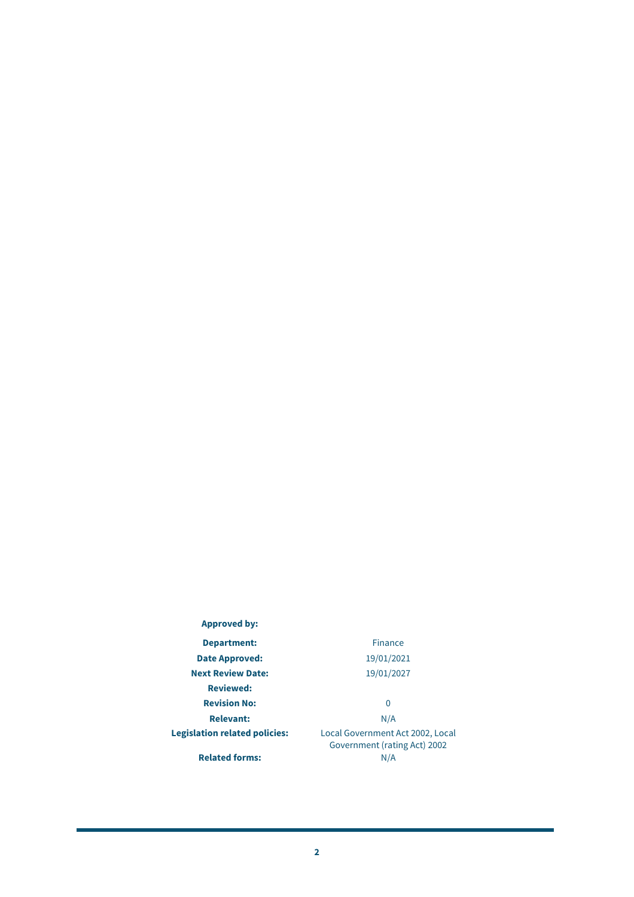| | |
|---|---|
| **Approved by:** | |
| **Department:** | Finance |
| **Date Approved:** | 19/01/2021 |
| **Next Review Date:** | 19/01/2027 |
| **Reviewed:** | |
| **Revision No:** | 0 |
| **Relevant:** | N/A |
| **Legislation related policies:** | Local Government Act 2002, Local Government (rating Act) 2002 |
| **Related forms:** | N/A |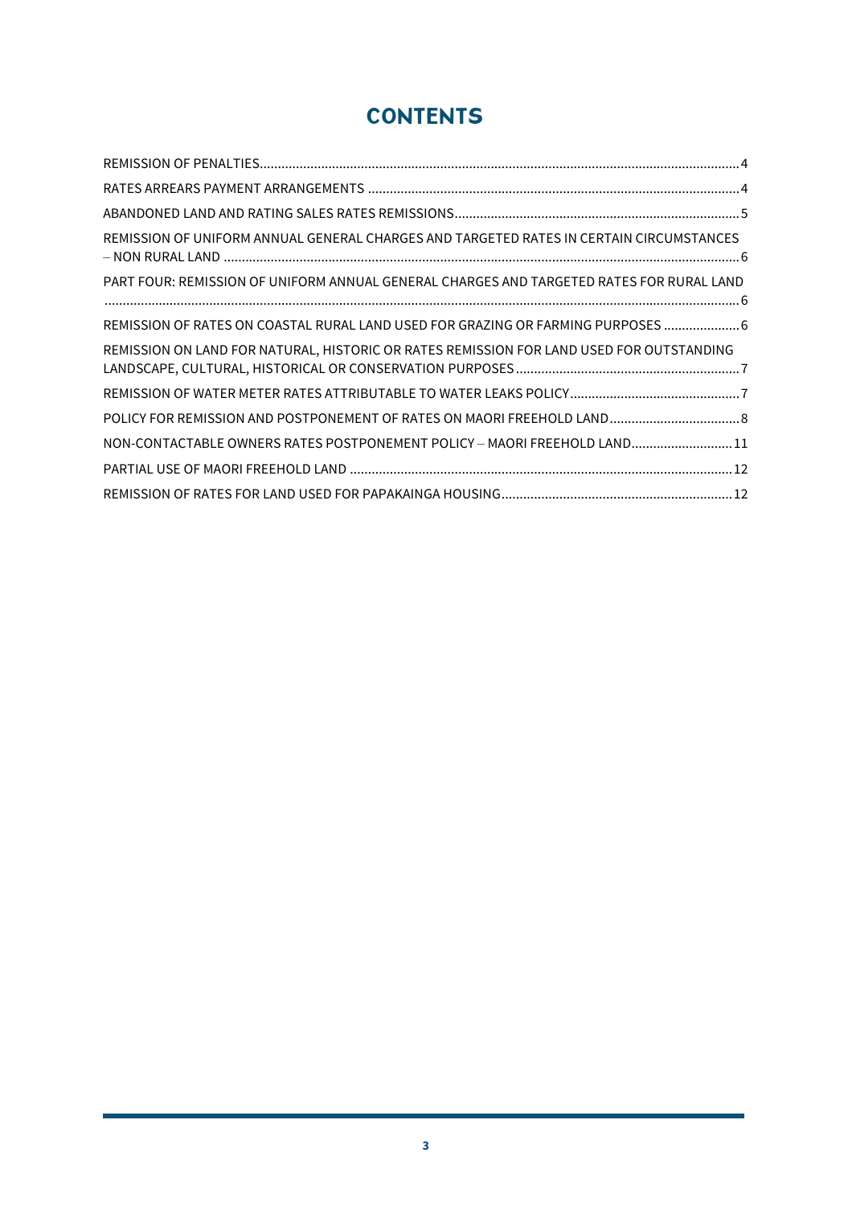# CONTENTS

REMISSION OF PENALTIES....................................................................................................................4

RATES ARREARS PAYMENT ARRANGEMENTS .......................................................................................4

ABANDONED LAND AND RATING SALES RATES REMISSIONS..............................................................5

REMISSION OF UNIFORM ANNUAL GENERAL CHARGES AND TARGETED RATES IN CERTAIN CIRCUMSTANCES – NON RURAL LAND ..............................................................................................................................6

PART FOUR: REMISSION OF UNIFORM ANNUAL GENERAL CHARGES AND TARGETED RATES FOR RURAL LAND ..............................................................................................................................................................6

REMISSION OF RATES ON COASTAL RURAL LAND USED FOR GRAZING OR FARMING PURPOSES .....................6

REMISSION ON LAND FOR NATURAL, HISTORIC OR RATES REMISSION FOR LAND USED FOR OUTSTANDING LANDSCAPE, CULTURAL, HISTORICAL OR CONSERVATION PURPOSES..............................................................7

REMISSION OF WATER METER RATES ATTRIBUTABLE TO WATER LEAKS POLICY...............................................7

POLICY FOR REMISSION AND POSTPONEMENT OF RATES ON MAORI FREEHOLD LAND....................................8

NON-CONTACTABLE OWNERS RATES POSTPONEMENT POLICY – MAORI FREEHOLD LAND............................11

PARTIAL USE OF MAORI FREEHOLD LAND .........................................................................................................12

REMISSION OF RATES FOR LAND USED FOR PAPAKAINGA HOUSING................................................................12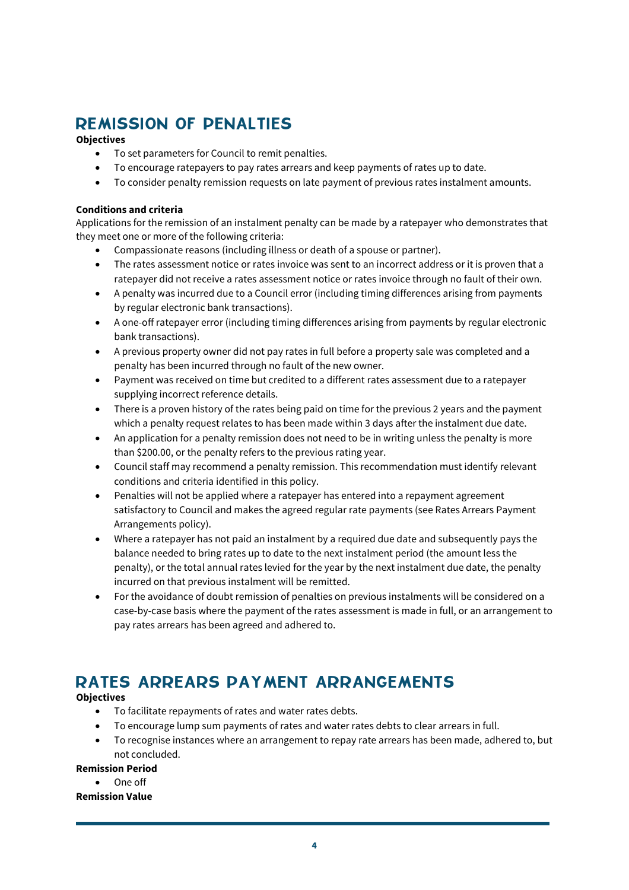# REMISSION OF PENALTIES

**Objectives**

- To set parameters for Council to remit penalties.
- To encourage ratepayers to pay rates arrears and keep payments of rates up to date.
- To consider penalty remission requests on late payment of previous rates instalment amounts.

**Conditions and criteria**

Applications for the remission of an instalment penalty can be made by a ratepayer who demonstrates that they meet one or more of the following criteria:

- Compassionate reasons (including illness or death of a spouse or partner).
- The rates assessment notice or rates invoice was sent to an incorrect address or it is proven that a ratepayer did not receive a rates assessment notice or rates invoice through no fault of their own.
- A penalty was incurred due to a Council error (including timing differences arising from payments by regular electronic bank transactions).
- A one-off ratepayer error (including timing differences arising from payments by regular electronic bank transactions).
- A previous property owner did not pay rates in full before a property sale was completed and a penalty has been incurred through no fault of the new owner.
- Payment was received on time but credited to a different rates assessment due to a ratepayer supplying incorrect reference details.
- There is a proven history of the rates being paid on time for the previous 2 years and the payment which a penalty request relates to has been made within 3 days after the instalment due date.
- An application for a penalty remission does not need to be in writing unless the penalty is more than $200.00, or the penalty refers to the previous rating year.
- Council staff may recommend a penalty remission. This recommendation must identify relevant conditions and criteria identified in this policy.
- Penalties will not be applied where a ratepayer has entered into a repayment agreement satisfactory to Council and makes the agreed regular rate payments (see Rates Arrears Payment Arrangements policy).
- Where a ratepayer has not paid an instalment by a required due date and subsequently pays the balance needed to bring rates up to date to the next instalment period (the amount less the penalty), or the total annual rates levied for the year by the next instalment due date, the penalty incurred on that previous instalment will be remitted.
- For the avoidance of doubt remission of penalties on previous instalments will be considered on a case-by-case basis where the payment of the rates assessment is made in full, or an arrangement to pay rates arrears has been agreed and adhered to.

# RATES ARREARS PAYMENT ARRANGEMENTS

**Objectives**

- To facilitate repayments of rates and water rates debts.
- To encourage lump sum payments of rates and water rates debts to clear arrears in full.
- To recognise instances where an arrangement to repay rate arrears has been made, adhered to, but not concluded.

**Remission Period**

- One off

**Remission Value**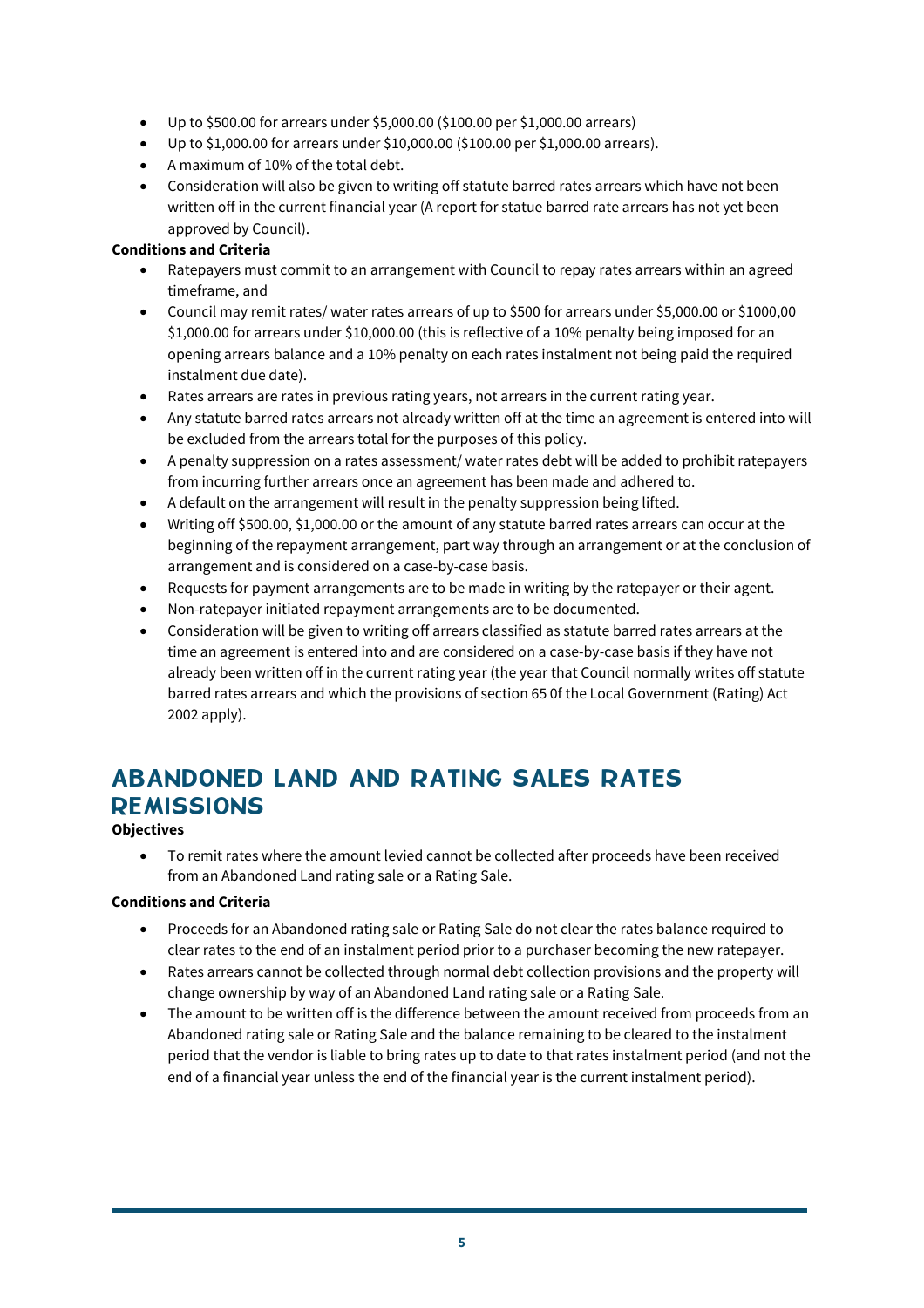- Up to $500.00 for arrears under $5,000.00 ($100.00 per $1,000.00 arrears)
- Up to $1,000.00 for arrears under $10,000.00 ($100.00 per $1,000.00 arrears).
- A maximum of 10% of the total debt.
- Consideration will also be given to writing off statute barred rates arrears which have not been written off in the current financial year (A report for statue barred rate arrears has not yet been approved by Council).

**Conditions and Criteria**

- Ratepayers must commit to an arrangement with Council to repay rates arrears within an agreed timeframe, and
- Council may remit rates/ water rates arrears of up to $500 for arrears under $5,000.00 or $1000,00 $1,000.00 for arrears under $10,000.00 (this is reflective of a 10% penalty being imposed for an opening arrears balance and a 10% penalty on each rates instalment not being paid the required instalment due date).
- Rates arrears are rates in previous rating years, not arrears in the current rating year.
- Any statute barred rates arrears not already written off at the time an agreement is entered into will be excluded from the arrears total for the purposes of this policy.
- A penalty suppression on a rates assessment/ water rates debt will be added to prohibit ratepayers from incurring further arrears once an agreement has been made and adhered to.
- A default on the arrangement will result in the penalty suppression being lifted.
- Writing off $500.00, $1,000.00 or the amount of any statute barred rates arrears can occur at the beginning of the repayment arrangement, part way through an arrangement or at the conclusion of arrangement and is considered on a case-by-case basis.
- Requests for payment arrangements are to be made in writing by the ratepayer or their agent.
- Non-ratepayer initiated repayment arrangements are to be documented.
- Consideration will be given to writing off arrears classified as statute barred rates arrears at the time an agreement is entered into and are considered on a case-by-case basis if they have not already been written off in the current rating year (the year that Council normally writes off statute barred rates arrears and which the provisions of section 65 0f the Local Government (Rating) Act 2002 apply).

## ABANDONED LAND AND RATING SALES RATES REMISSIONS

**Objectives**

- To remit rates where the amount levied cannot be collected after proceeds have been received from an Abandoned Land rating sale or a Rating Sale.

**Conditions and Criteria**

- Proceeds for an Abandoned rating sale or Rating Sale do not clear the rates balance required to clear rates to the end of an instalment period prior to a purchaser becoming the new ratepayer.
- Rates arrears cannot be collected through normal debt collection provisions and the property will change ownership by way of an Abandoned Land rating sale or a Rating Sale.
- The amount to be written off is the difference between the amount received from proceeds from an Abandoned rating sale or Rating Sale and the balance remaining to be cleared to the instalment period that the vendor is liable to bring rates up to date to that rates instalment period (and not the end of a financial year unless the end of the financial year is the current instalment period).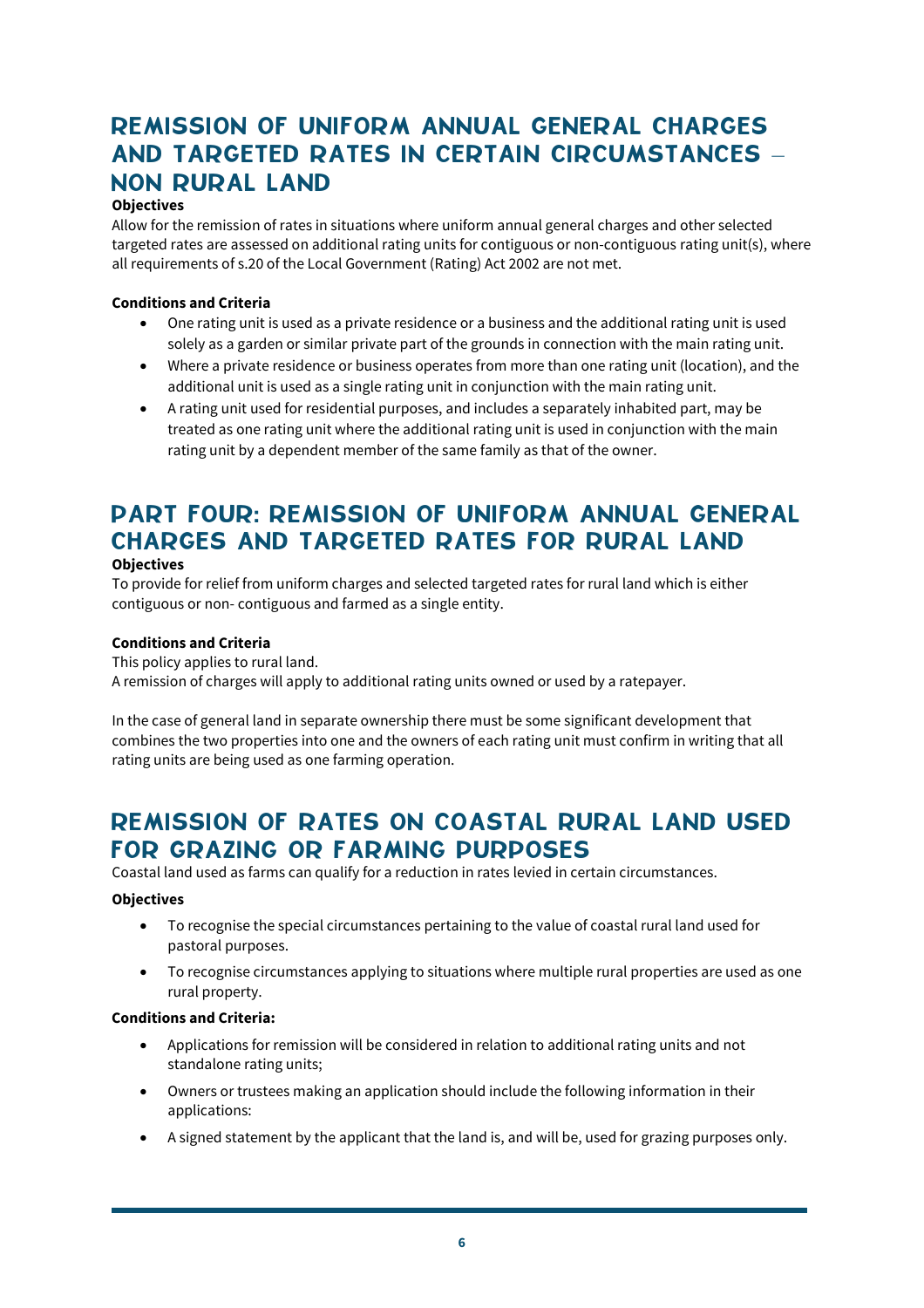## Remission of Uniform Annual General Charges and Targeted Rates in Certain Circumstances – Non Rural Land

**Objectives**

Allow for the remission of rates in situations where uniform annual general charges and other selected targeted rates are assessed on additional rating units for contiguous or non-contiguous rating unit(s), where all requirements of s.20 of the Local Government (Rating) Act 2002 are not met.

**Conditions and Criteria**

- One rating unit is used as a private residence or a business and the additional rating unit is used solely as a garden or similar private part of the grounds in connection with the main rating unit.
- Where a private residence or business operates from more than one rating unit (location), and the additional unit is used as a single rating unit in conjunction with the main rating unit.
- A rating unit used for residential purposes, and includes a separately inhabited part, may be treated as one rating unit where the additional rating unit is used in conjunction with the main rating unit by a dependent member of the same family as that of the owner.

## Part Four: Remission of Uniform Annual General Charges and Targeted Rates for Rural Land

**Objectives**

To provide for relief from uniform charges and selected targeted rates for rural land which is either contiguous or non- contiguous and farmed as a single entity.

**Conditions and Criteria**

This policy applies to rural land.
A remission of charges will apply to additional rating units owned or used by a ratepayer.

In the case of general land in separate ownership there must be some significant development that combines the two properties into one and the owners of each rating unit must confirm in writing that all rating units are being used as one farming operation.

## Remission of Rates on Coastal Rural Land Used for Grazing or Farming Purposes

Coastal land used as farms can qualify for a reduction in rates levied in certain circumstances.

**Objectives**

- To recognise the special circumstances pertaining to the value of coastal rural land used for pastoral purposes.
- To recognise circumstances applying to situations where multiple rural properties are used as one rural property.

**Conditions and Criteria:**

- Applications for remission will be considered in relation to additional rating units and not standalone rating units;
- Owners or trustees making an application should include the following information in their applications:
- A signed statement by the applicant that the land is, and will be, used for grazing purposes only.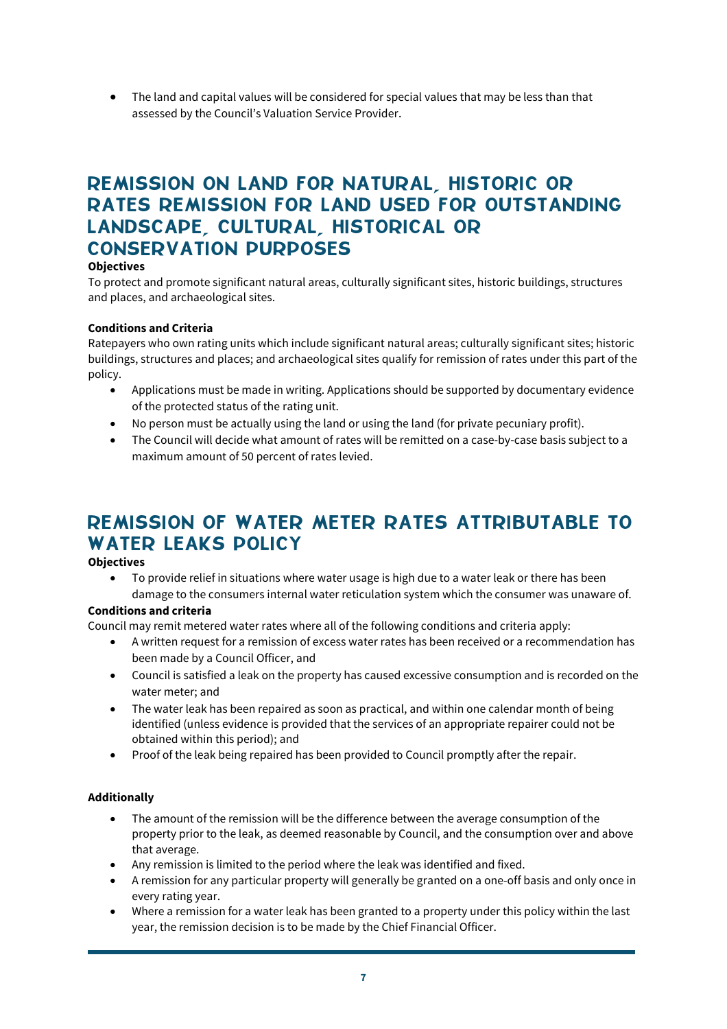- The land and capital values will be considered for special values that may be less than that assessed by the Council's Valuation Service Provider.

## REMISSION ON LAND FOR NATURAL, HISTORIC OR RATES REMISSION FOR LAND USED FOR OUTSTANDING LANDSCAPE, CULTURAL, HISTORICAL OR CONSERVATION PURPOSES

**Objectives**

To protect and promote significant natural areas, culturally significant sites, historic buildings, structures and places, and archaeological sites.

**Conditions and Criteria**

Ratepayers who own rating units which include significant natural areas; culturally significant sites; historic buildings, structures and places; and archaeological sites qualify for remission of rates under this part of the policy.

- Applications must be made in writing. Applications should be supported by documentary evidence of the protected status of the rating unit.
- No person must be actually using the land or using the land (for private pecuniary profit).
- The Council will decide what amount of rates will be remitted on a case-by-case basis subject to a maximum amount of 50 percent of rates levied.

## REMISSION OF WATER METER RATES ATTRIBUTABLE TO WATER LEAKS POLICY

**Objectives**

- To provide relief in situations where water usage is high due to a water leak or there has been damage to the consumers internal water reticulation system which the consumer was unaware of.

**Conditions and criteria**

Council may remit metered water rates where all of the following conditions and criteria apply:

- A written request for a remission of excess water rates has been received or a recommendation has been made by a Council Officer, and
- Council is satisfied a leak on the property has caused excessive consumption and is recorded on the water meter; and
- The water leak has been repaired as soon as practical, and within one calendar month of being identified (unless evidence is provided that the services of an appropriate repairer could not be obtained within this period); and
- Proof of the leak being repaired has been provided to Council promptly after the repair.

**Additionally**

- The amount of the remission will be the difference between the average consumption of the property prior to the leak, as deemed reasonable by Council, and the consumption over and above that average.
- Any remission is limited to the period where the leak was identified and fixed.
- A remission for any particular property will generally be granted on a one-off basis and only once in every rating year.
- Where a remission for a water leak has been granted to a property under this policy within the last year, the remission decision is to be made by the Chief Financial Officer.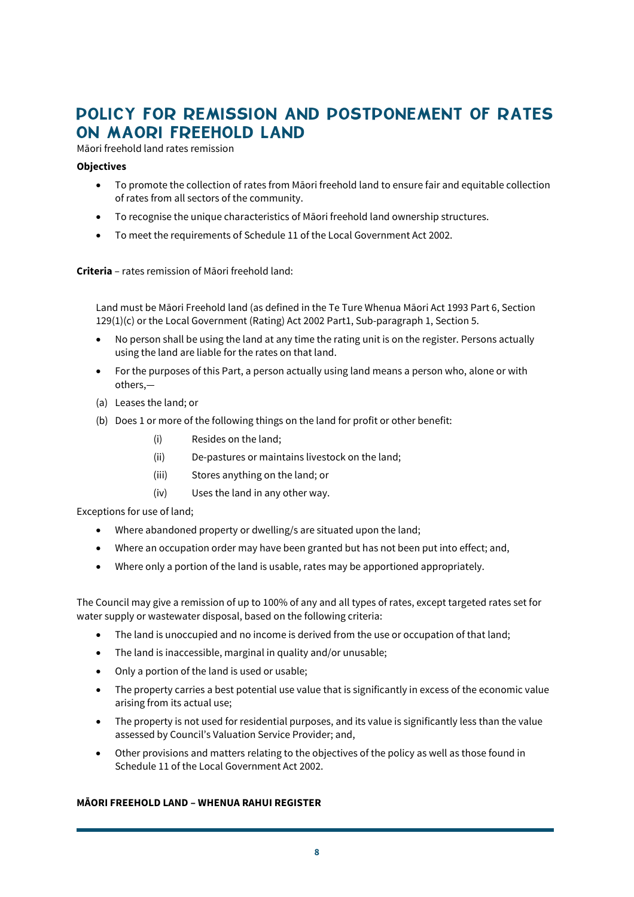# POLICY FOR REMISSION AND POSTPONEMENT OF RATES ON MAORI FREEHOLD LAND

Māori freehold land rates remission

**Objectives**

- To promote the collection of rates from Māori freehold land to ensure fair and equitable collection of rates from all sectors of the community.
- To recognise the unique characteristics of Māori freehold land ownership structures.
- To meet the requirements of Schedule 11 of the Local Government Act 2002.

**Criteria** – rates remission of Māori freehold land:

Land must be Māori Freehold land (as defined in the Te Ture Whenua Māori Act 1993 Part 6, Section 129(1)(c) or the Local Government (Rating) Act 2002 Part1, Sub-paragraph 1, Section 5.

- No person shall be using the land at any time the rating unit is on the register. Persons actually using the land are liable for the rates on that land.
- For the purposes of this Part, a person actually using land means a person who, alone or with others,—

(a) Leases the land; or

(b) Does 1 or more of the following things on the land for profit or other benefit:

  (i) Resides on the land;

  (ii) De-pastures or maintains livestock on the land;

  (iii) Stores anything on the land; or

  (iv) Uses the land in any other way.

Exceptions for use of land;

- Where abandoned property or dwelling/s are situated upon the land;
- Where an occupation order may have been granted but has not been put into effect; and,
- Where only a portion of the land is usable, rates may be apportioned appropriately.

The Council may give a remission of up to 100% of any and all types of rates, except targeted rates set for water supply or wastewater disposal, based on the following criteria:

- The land is unoccupied and no income is derived from the use or occupation of that land;
- The land is inaccessible, marginal in quality and/or unusable;
- Only a portion of the land is used or usable;
- The property carries a best potential use value that is significantly in excess of the economic value arising from its actual use;
- The property is not used for residential purposes, and its value is significantly less than the value assessed by Council's Valuation Service Provider; and,
- Other provisions and matters relating to the objectives of the policy as well as those found in Schedule 11 of the Local Government Act 2002.

**MĀORI FREEHOLD LAND – WHENUA RAHUI REGISTER**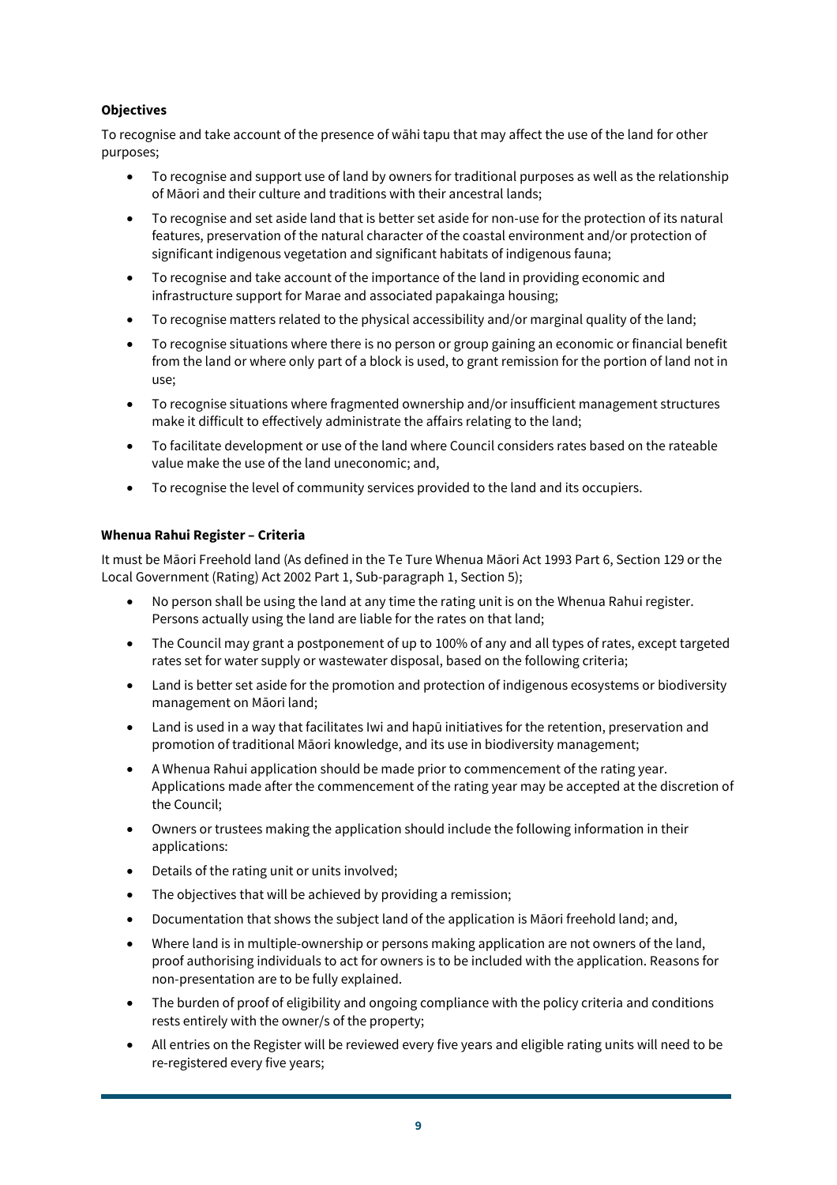**Objectives**

To recognise and take account of the presence of wāhi tapu that may affect the use of the land for other purposes;

- To recognise and support use of land by owners for traditional purposes as well as the relationship of Māori and their culture and traditions with their ancestral lands;
- To recognise and set aside land that is better set aside for non-use for the protection of its natural features, preservation of the natural character of the coastal environment and/or protection of significant indigenous vegetation and significant habitats of indigenous fauna;
- To recognise and take account of the importance of the land in providing economic and infrastructure support for Marae and associated papakainga housing;
- To recognise matters related to the physical accessibility and/or marginal quality of the land;
- To recognise situations where there is no person or group gaining an economic or financial benefit from the land or where only part of a block is used, to grant remission for the portion of land not in use;
- To recognise situations where fragmented ownership and/or insufficient management structures make it difficult to effectively administrate the affairs relating to the land;
- To facilitate development or use of the land where Council considers rates based on the rateable value make the use of the land uneconomic; and,
- To recognise the level of community services provided to the land and its occupiers.

**Whenua Rahui Register – Criteria**

It must be Māori Freehold land (As defined in the Te Ture Whenua Māori Act 1993 Part 6, Section 129 or the Local Government (Rating) Act 2002 Part 1, Sub-paragraph 1, Section 5);

- No person shall be using the land at any time the rating unit is on the Whenua Rahui register. Persons actually using the land are liable for the rates on that land;
- The Council may grant a postponement of up to 100% of any and all types of rates, except targeted rates set for water supply or wastewater disposal, based on the following criteria;
- Land is better set aside for the promotion and protection of indigenous ecosystems or biodiversity management on Māori land;
- Land is used in a way that facilitates Iwi and hapū initiatives for the retention, preservation and promotion of traditional Māori knowledge, and its use in biodiversity management;
- A Whenua Rahui application should be made prior to commencement of the rating year. Applications made after the commencement of the rating year may be accepted at the discretion of the Council;
- Owners or trustees making the application should include the following information in their applications:
- Details of the rating unit or units involved;
- The objectives that will be achieved by providing a remission;
- Documentation that shows the subject land of the application is Māori freehold land; and,
- Where land is in multiple-ownership or persons making application are not owners of the land, proof authorising individuals to act for owners is to be included with the application. Reasons for non-presentation are to be fully explained.
- The burden of proof of eligibility and ongoing compliance with the policy criteria and conditions rests entirely with the owner/s of the property;
- All entries on the Register will be reviewed every five years and eligible rating units will need to be re-registered every five years;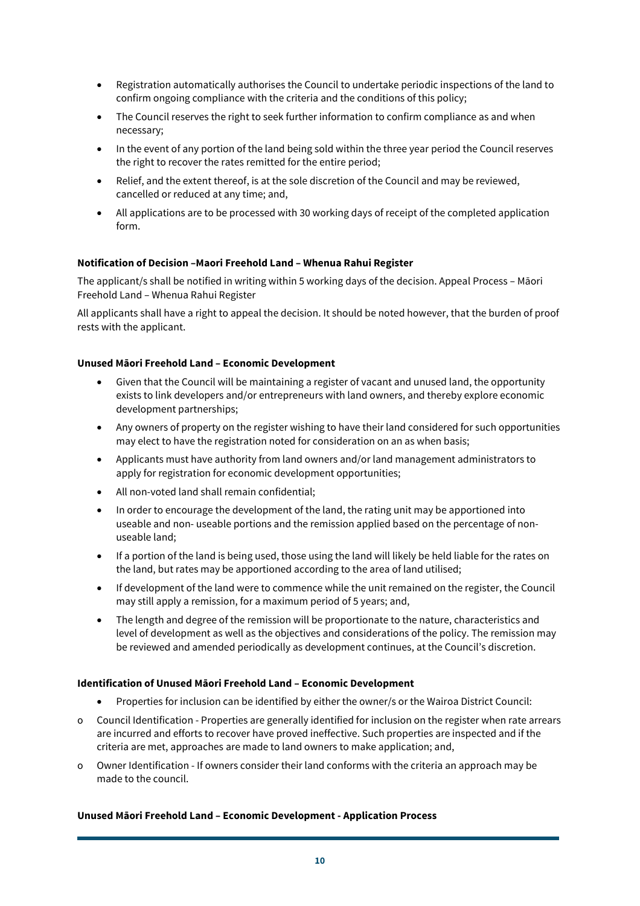- Registration automatically authorises the Council to undertake periodic inspections of the land to confirm ongoing compliance with the criteria and the conditions of this policy;
- The Council reserves the right to seek further information to confirm compliance as and when necessary;
- In the event of any portion of the land being sold within the three year period the Council reserves the right to recover the rates remitted for the entire period;
- Relief, and the extent thereof, is at the sole discretion of the Council and may be reviewed, cancelled or reduced at any time; and,
- All applications are to be processed with 30 working days of receipt of the completed application form.

**Notification of Decision –Maori Freehold Land – Whenua Rahui Register**

The applicant/s shall be notified in writing within 5 working days of the decision. Appeal Process – Māori Freehold Land – Whenua Rahui Register

All applicants shall have a right to appeal the decision. It should be noted however, that the burden of proof rests with the applicant.

**Unused Māori Freehold Land – Economic Development**

- Given that the Council will be maintaining a register of vacant and unused land, the opportunity exists to link developers and/or entrepreneurs with land owners, and thereby explore economic development partnerships;
- Any owners of property on the register wishing to have their land considered for such opportunities may elect to have the registration noted for consideration on an as when basis;
- Applicants must have authority from land owners and/or land management administrators to apply for registration for economic development opportunities;
- All non-voted land shall remain confidential;
- In order to encourage the development of the land, the rating unit may be apportioned into useable and non- useable portions and the remission applied based on the percentage of non-useable land;
- If a portion of the land is being used, those using the land will likely be held liable for the rates on the land, but rates may be apportioned according to the area of land utilised;
- If development of the land were to commence while the unit remained on the register, the Council may still apply a remission, for a maximum period of 5 years; and,
- The length and degree of the remission will be proportionate to the nature, characteristics and level of development as well as the objectives and considerations of the policy. The remission may be reviewed and amended periodically as development continues, at the Council's discretion.

**Identification of Unused Māori Freehold Land – Economic Development**

- Properties for inclusion can be identified by either the owner/s or the Wairoa District Council:
  - Council Identification - Properties are generally identified for inclusion on the register when rate arrears are incurred and efforts to recover have proved ineffective. Such properties are inspected and if the criteria are met, approaches are made to land owners to make application; and,
  - Owner Identification - If owners consider their land conforms with the criteria an approach may be made to the council.

**Unused Māori Freehold Land – Economic Development - Application Process**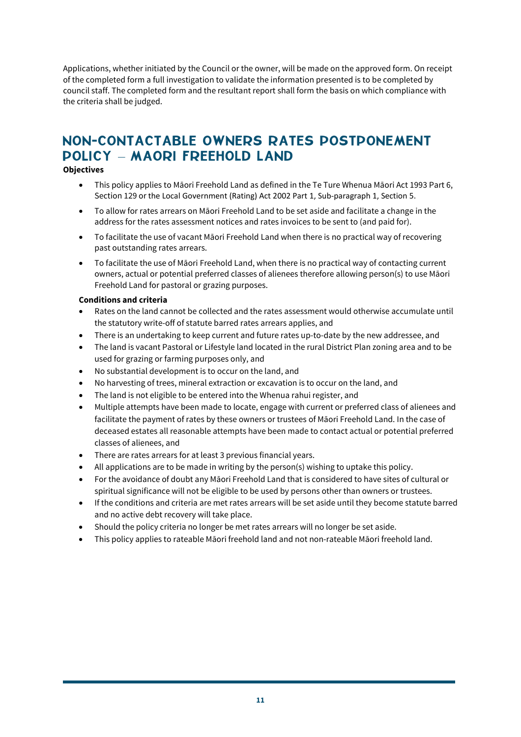Applications, whether initiated by the Council or the owner, will be made on the approved form. On receipt of the completed form a full investigation to validate the information presented is to be completed by council staff. The completed form and the resultant report shall form the basis on which compliance with the criteria shall be judged.

## NON-CONTACTABLE OWNERS RATES POSTPONEMENT POLICY – MAORI FREEHOLD LAND

**Objectives**

- This policy applies to Māori Freehold Land as defined in the Te Ture Whenua Māori Act 1993 Part 6, Section 129 or the Local Government (Rating) Act 2002 Part 1, Sub-paragraph 1, Section 5.
- To allow for rates arrears on Māori Freehold Land to be set aside and facilitate a change in the address for the rates assessment notices and rates invoices to be sent to (and paid for).
- To facilitate the use of vacant Māori Freehold Land when there is no practical way of recovering past outstanding rates arrears.
- To facilitate the use of Māori Freehold Land, when there is no practical way of contacting current owners, actual or potential preferred classes of alienees therefore allowing person(s) to use Māori Freehold Land for pastoral or grazing purposes.

**Conditions and criteria**

- Rates on the land cannot be collected and the rates assessment would otherwise accumulate until the statutory write-off of statute barred rates arrears applies, and
- There is an undertaking to keep current and future rates up-to-date by the new addressee, and
- The land is vacant Pastoral or Lifestyle land located in the rural District Plan zoning area and to be used for grazing or farming purposes only, and
- No substantial development is to occur on the land, and
- No harvesting of trees, mineral extraction or excavation is to occur on the land, and
- The land is not eligible to be entered into the Whenua rahui register, and
- Multiple attempts have been made to locate, engage with current or preferred class of alienees and facilitate the payment of rates by these owners or trustees of Māori Freehold Land. In the case of deceased estates all reasonable attempts have been made to contact actual or potential preferred classes of alienees, and
- There are rates arrears for at least 3 previous financial years.
- All applications are to be made in writing by the person(s) wishing to uptake this policy.
- For the avoidance of doubt any Māori Freehold Land that is considered to have sites of cultural or spiritual significance will not be eligible to be used by persons other than owners or trustees.
- If the conditions and criteria are met rates arrears will be set aside until they become statute barred and no active debt recovery will take place.
- Should the policy criteria no longer be met rates arrears will no longer be set aside.
- This policy applies to rateable Māori freehold land and not non-rateable Māori freehold land.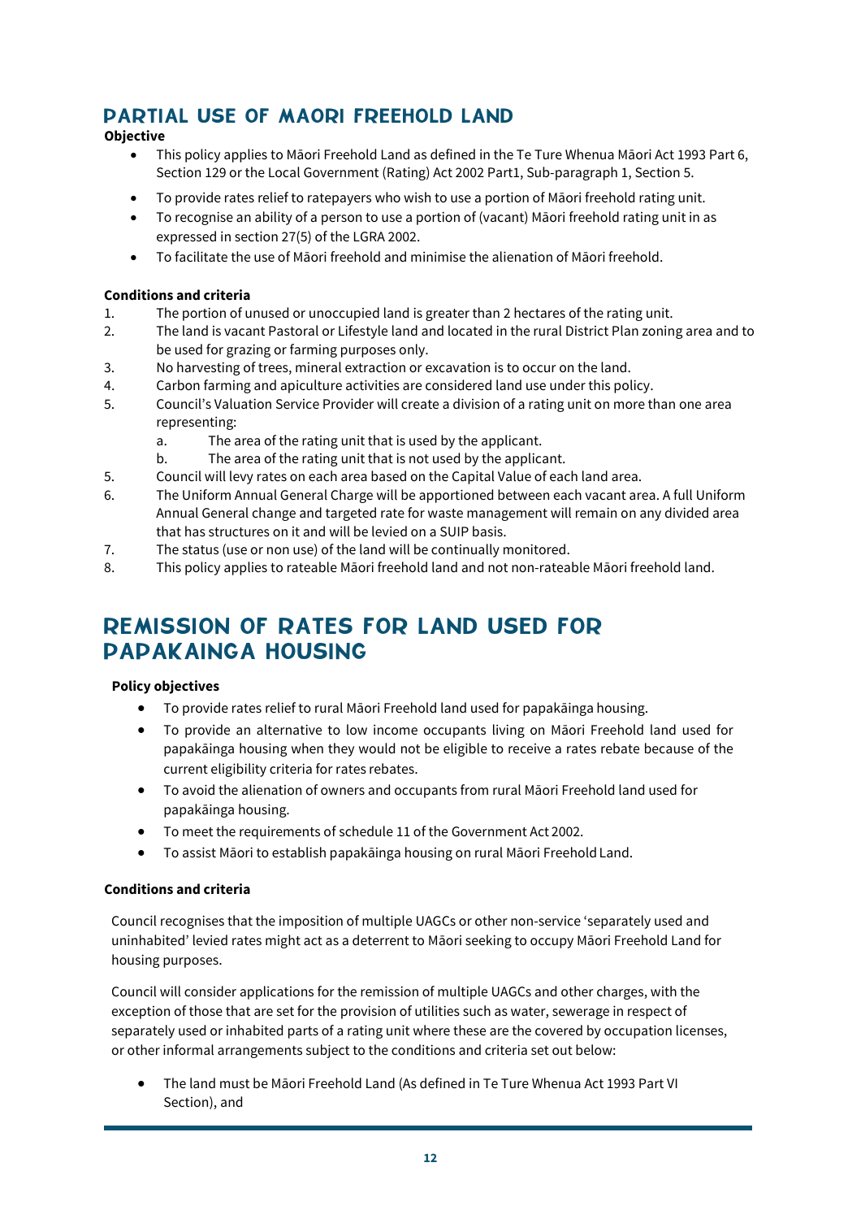## PARTIAL USE OF MAORI FREEHOLD LAND

**Objective**

- This policy applies to Māori Freehold Land as defined in the Te Ture Whenua Māori Act 1993 Part 6, Section 129 or the Local Government (Rating) Act 2002 Part1, Sub-paragraph 1, Section 5.
- To provide rates relief to ratepayers who wish to use a portion of Māori freehold rating unit.
- To recognise an ability of a person to use a portion of (vacant) Māori freehold rating unit in as expressed in section 27(5) of the LGRA 2002.
- To facilitate the use of Māori freehold and minimise the alienation of Māori freehold.

**Conditions and criteria**

1. The portion of unused or unoccupied land is greater than 2 hectares of the rating unit.
2. The land is vacant Pastoral or Lifestyle land and located in the rural District Plan zoning area and to be used for grazing or farming purposes only.
3. No harvesting of trees, mineral extraction or excavation is to occur on the land.
4. Carbon farming and apiculture activities are considered land use under this policy.
5. Council's Valuation Service Provider will create a division of a rating unit on more than one area representing:
   a. The area of the rating unit that is used by the applicant.
   b. The area of the rating unit that is not used by the applicant.
5. Council will levy rates on each area based on the Capital Value of each land area.
6. The Uniform Annual General Charge will be apportioned between each vacant area. A full Uniform Annual General change and targeted rate for waste management will remain on any divided area that has structures on it and will be levied on a SUIP basis.
7. The status (use or non use) of the land will be continually monitored.
8. This policy applies to rateable Māori freehold land and not non-rateable Māori freehold land.

## REMISSION OF RATES FOR LAND USED FOR PAPAKAINGA HOUSING

**Policy objectives**

- To provide rates relief to rural Māori Freehold land used for papakāinga housing.
- To provide an alternative to low income occupants living on Māori Freehold land used for papakāinga housing when they would not be eligible to receive a rates rebate because of the current eligibility criteria for rates rebates.
- To avoid the alienation of owners and occupants from rural Māori Freehold land used for papakāinga housing.
- To meet the requirements of schedule 11 of the Government Act 2002.
- To assist Māori to establish papakāinga housing on rural Māori Freehold Land.

**Conditions and criteria**

Council recognises that the imposition of multiple UAGCs or other non-service 'separately used and uninhabited' levied rates might act as a deterrent to Māori seeking to occupy Māori Freehold Land for housing purposes.

Council will consider applications for the remission of multiple UAGCs and other charges, with the exception of those that are set for the provision of utilities such as water, sewerage in respect of separately used or inhabited parts of a rating unit where these are the covered by occupation licenses, or other informal arrangements subject to the conditions and criteria set out below:

- The land must be Māori Freehold Land (As defined in Te Ture Whenua Act 1993 Part VI Section), and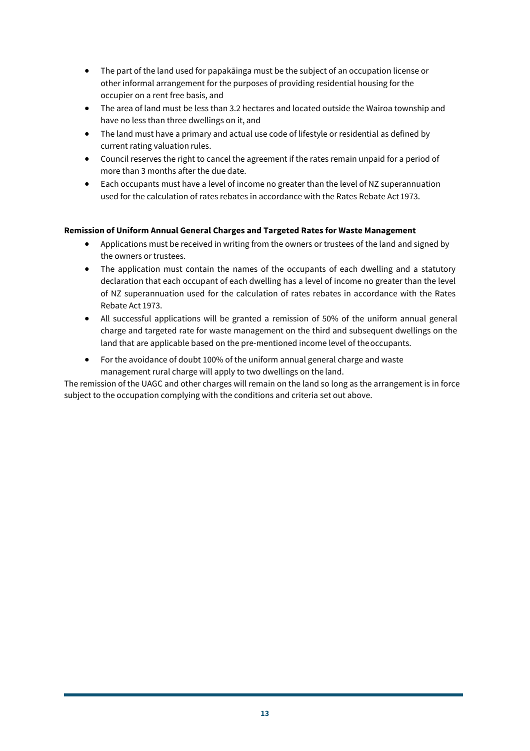- The part of the land used for papakāinga must be the subject of an occupation license or other informal arrangement for the purposes of providing residential housing for the occupier on a rent free basis, and
- The area of land must be less than 3.2 hectares and located outside the Wairoa township and have no less than three dwellings on it, and
- The land must have a primary and actual use code of lifestyle or residential as defined by current rating valuation rules.
- Council reserves the right to cancel the agreement if the rates remain unpaid for a period of more than 3 months after the due date.
- Each occupants must have a level of income no greater than the level of NZ superannuation used for the calculation of rates rebates in accordance with the Rates Rebate Act 1973.

**Remission of Uniform Annual General Charges and Targeted Rates for Waste Management**

- Applications must be received in writing from the owners or trustees of the land and signed by the owners or trustees.
- The application must contain the names of the occupants of each dwelling and a statutory declaration that each occupant of each dwelling has a level of income no greater than the level of NZ superannuation used for the calculation of rates rebates in accordance with the Rates Rebate Act 1973.
- All successful applications will be granted a remission of 50% of the uniform annual general charge and targeted rate for waste management on the third and subsequent dwellings on the land that are applicable based on the pre-mentioned income level of the occupants.
- For the avoidance of doubt 100% of the uniform annual general charge and waste management rural charge will apply to two dwellings on the land.

The remission of the UAGC and other charges will remain on the land so long as the arrangement is in force subject to the occupation complying with the conditions and criteria set out above.